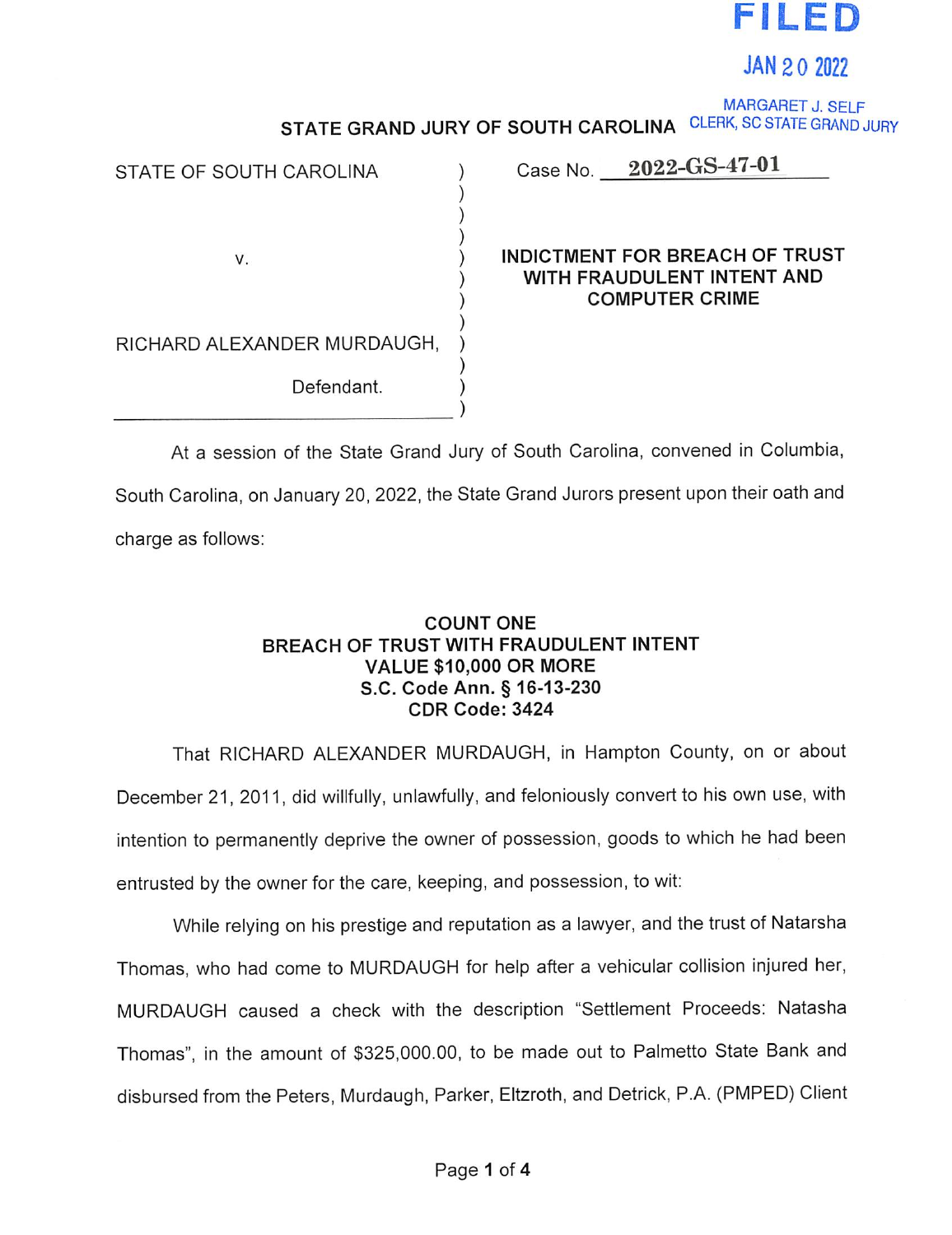**FILED**

**JAN 20 2022**

MARGARET J. SELF
CLERK, SC STATE GRAND JURY

## STATE GRAND JURY OF SOUTH CAROLINA

| | |
|---|---|
| STATE OF SOUTH CAROLINA | Case No. **2022-GS-47-01** |
| v. | **INDICTMENT FOR BREACH OF TRUST WITH FRAUDULENT INTENT AND COMPUTER CRIME** |
| RICHARD ALEXANDER MURDAUGH, Defendant. | |

At a session of the State Grand Jury of South Carolina, convened in Columbia, South Carolina, on January 20, 2022, the State Grand Jurors present upon their oath and charge as follows:

### COUNT ONE
### BREACH OF TRUST WITH FRAUDULENT INTENT
### VALUE $10,000 OR MORE
### S.C. Code Ann. § 16-13-230
### CDR Code: 3424

That RICHARD ALEXANDER MURDAUGH, in Hampton County, on or about December 21, 2011, did willfully, unlawfully, and feloniously convert to his own use, with intention to permanently deprive the owner of possession, goods to which he had been entrusted by the owner for the care, keeping, and possession, to wit:

While relying on his prestige and reputation as a lawyer, and the trust of Natarsha Thomas, who had come to MURDAUGH for help after a vehicular collision injured her, MURDAUGH caused a check with the description "Settlement Proceeds: Natasha Thomas", in the amount of $325,000.00, to be made out to Palmetto State Bank and disbursed from the Peters, Murdaugh, Parker, Eltzroth, and Detrick, P.A. (PMPED) Client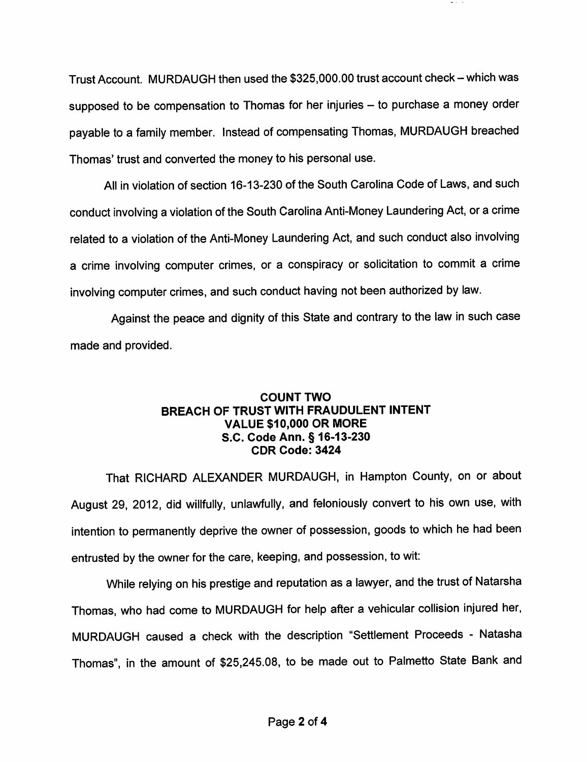Trust Account. MURDAUGH then used the $325,000.00 trust account check – which was supposed to be compensation to Thomas for her injuries – to purchase a money order payable to a family member. Instead of compensating Thomas, MURDAUGH breached Thomas' trust and converted the money to his personal use.

All in violation of section 16-13-230 of the South Carolina Code of Laws, and such conduct involving a violation of the South Carolina Anti-Money Laundering Act, or a crime related to a violation of the Anti-Money Laundering Act, and such conduct also involving a crime involving computer crimes, or a conspiracy or solicitation to commit a crime involving computer crimes, and such conduct having not been authorized by law.

Against the peace and dignity of this State and contrary to the law in such case made and provided.

**COUNT TWO**
**BREACH OF TRUST WITH FRAUDULENT INTENT**
**VALUE $10,000 OR MORE**
**S.C. Code Ann. § 16-13-230**
**CDR Code: 3424**

That RICHARD ALEXANDER MURDAUGH, in Hampton County, on or about August 29, 2012, did willfully, unlawfully, and feloniously convert to his own use, with intention to permanently deprive the owner of possession, goods to which he had been entrusted by the owner for the care, keeping, and possession, to wit:

While relying on his prestige and reputation as a lawyer, and the trust of Natarsha Thomas, who had come to MURDAUGH for help after a vehicular collision injured her, MURDAUGH caused a check with the description "Settlement Proceeds - Natasha Thomas", in the amount of $25,245.08, to be made out to Palmetto State Bank and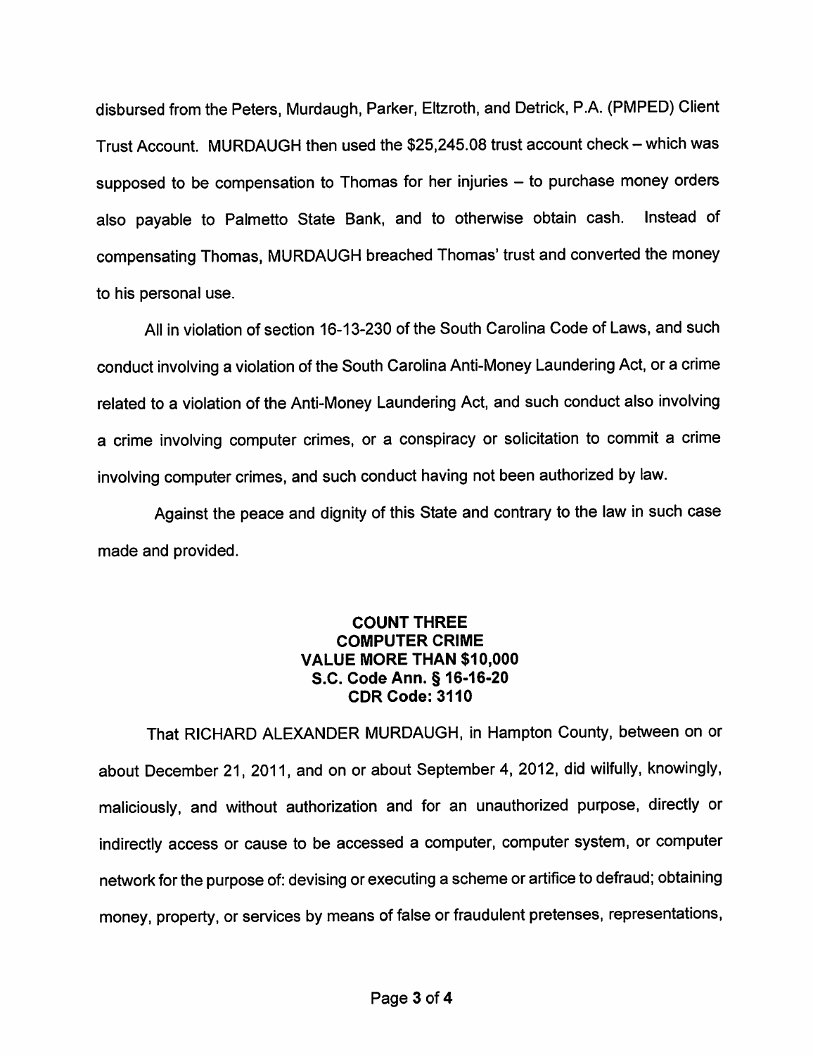disbursed from the Peters, Murdaugh, Parker, Eltzroth, and Detrick, P.A. (PMPED) Client Trust Account. MURDAUGH then used the $25,245.08 trust account check – which was supposed to be compensation to Thomas for her injuries – to purchase money orders also payable to Palmetto State Bank, and to otherwise obtain cash. Instead of compensating Thomas, MURDAUGH breached Thomas' trust and converted the money to his personal use.

All in violation of section 16-13-230 of the South Carolina Code of Laws, and such conduct involving a violation of the South Carolina Anti-Money Laundering Act, or a crime related to a violation of the Anti-Money Laundering Act, and such conduct also involving a crime involving computer crimes, or a conspiracy or solicitation to commit a crime involving computer crimes, and such conduct having not been authorized by law.

Against the peace and dignity of this State and contrary to the law in such case made and provided.

**COUNT THREE**
**COMPUTER CRIME**
**VALUE MORE THAN $10,000**
**S.C. Code Ann. § 16-16-20**
**CDR Code: 3110**

That RICHARD ALEXANDER MURDAUGH, in Hampton County, between on or about December 21, 2011, and on or about September 4, 2012, did wilfully, knowingly, maliciously, and without authorization and for an unauthorized purpose, directly or indirectly access or cause to be accessed a computer, computer system, or computer network for the purpose of: devising or executing a scheme or artifice to defraud; obtaining money, property, or services by means of false or fraudulent pretenses, representations,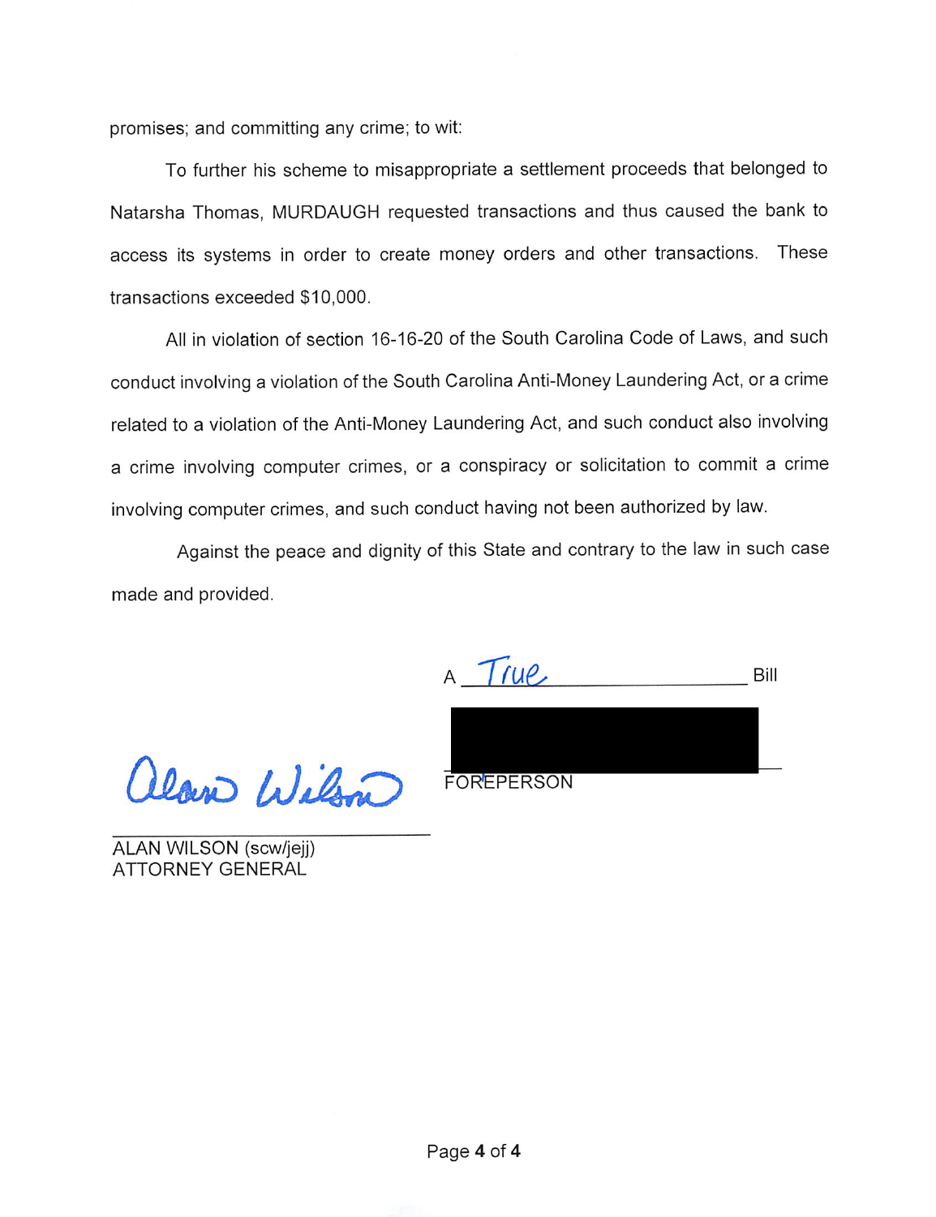promises; and committing any crime; to wit:

To further his scheme to misappropriate a settlement proceeds that belonged to Natarsha Thomas, MURDAUGH requested transactions and thus caused the bank to access its systems in order to create money orders and other transactions. These transactions exceeded $10,000.

All in violation of section 16-16-20 of the South Carolina Code of Laws, and such conduct involving a violation of the South Carolina Anti-Money Laundering Act, or a crime related to a violation of the Anti-Money Laundering Act, and such conduct also involving a crime involving computer crimes, or a conspiracy or solicitation to commit a crime involving computer crimes, and such conduct having not been authorized by law.

Against the peace and dignity of this State and contrary to the law in such case made and provided.

A True Bill

[REDACTED]
FOREPERSON

Alan Wilson

ALAN WILSON (scw/jejj)
ATTORNEY GENERAL